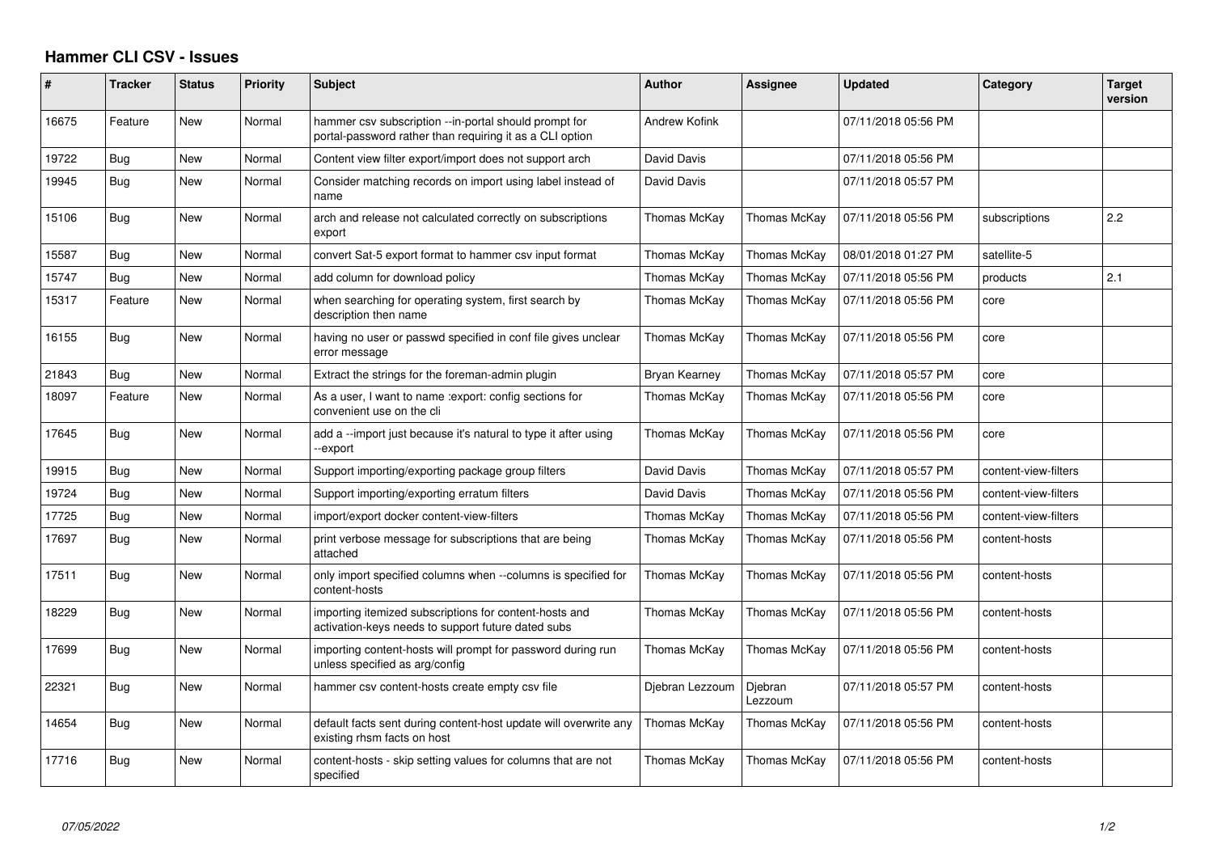# Hammer CLI CSV - Issues

| # | Tracker | Status | Priority | Subject | Author | Assignee | Updated | Category | Target version |
|---|---|---|---|---|---|---|---|---|---|
| 16675 | Feature | New | Normal | hammer csv subscription --in-portal should prompt for portal-password rather than requiring it as a CLI option | Andrew Kofink | | 07/11/2018 05:56 PM | | |
| 19722 | Bug | New | Normal | Content view filter export/import does not support arch | David Davis | | 07/11/2018 05:56 PM | | |
| 19945 | Bug | New | Normal | Consider matching records on import using label instead of name | David Davis | | 07/11/2018 05:57 PM | | |
| 15106 | Bug | New | Normal | arch and release not calculated correctly on subscriptions export | Thomas McKay | Thomas McKay | 07/11/2018 05:56 PM | subscriptions | 2.2 |
| 15587 | Bug | New | Normal | convert Sat-5 export format to hammer csv input format | Thomas McKay | Thomas McKay | 08/01/2018 01:27 PM | satellite-5 | |
| 15747 | Bug | New | Normal | add column for download policy | Thomas McKay | Thomas McKay | 07/11/2018 05:56 PM | products | 2.1 |
| 15317 | Feature | New | Normal | when searching for operating system, first search by description then name | Thomas McKay | Thomas McKay | 07/11/2018 05:56 PM | core | |
| 16155 | Bug | New | Normal | having no user or passwd specified in conf file gives unclear error message | Thomas McKay | Thomas McKay | 07/11/2018 05:56 PM | core | |
| 21843 | Bug | New | Normal | Extract the strings for the foreman-admin plugin | Bryan Kearney | Thomas McKay | 07/11/2018 05:57 PM | core | |
| 18097 | Feature | New | Normal | As a user, I want to name :export: config sections for convenient use on the cli | Thomas McKay | Thomas McKay | 07/11/2018 05:56 PM | core | |
| 17645 | Bug | New | Normal | add a --import just because it's natural to type it after using --export | Thomas McKay | Thomas McKay | 07/11/2018 05:56 PM | core | |
| 19915 | Bug | New | Normal | Support importing/exporting package group filters | David Davis | Thomas McKay | 07/11/2018 05:57 PM | content-view-filters | |
| 19724 | Bug | New | Normal | Support importing/exporting erratum filters | David Davis | Thomas McKay | 07/11/2018 05:56 PM | content-view-filters | |
| 17725 | Bug | New | Normal | import/export docker content-view-filters | Thomas McKay | Thomas McKay | 07/11/2018 05:56 PM | content-view-filters | |
| 17697 | Bug | New | Normal | print verbose message for subscriptions that are being attached | Thomas McKay | Thomas McKay | 07/11/2018 05:56 PM | content-hosts | |
| 17511 | Bug | New | Normal | only import specified columns when --columns is specified for content-hosts | Thomas McKay | Thomas McKay | 07/11/2018 05:56 PM | content-hosts | |
| 18229 | Bug | New | Normal | importing itemized subscriptions for content-hosts and activation-keys needs to support future dated subs | Thomas McKay | Thomas McKay | 07/11/2018 05:56 PM | content-hosts | |
| 17699 | Bug | New | Normal | importing content-hosts will prompt for password during run unless specified as arg/config | Thomas McKay | Thomas McKay | 07/11/2018 05:56 PM | content-hosts | |
| 22321 | Bug | New | Normal | hammer csv content-hosts create empty csv file | Djebran Lezzoum | Djebran Lezzoum | 07/11/2018 05:57 PM | content-hosts | |
| 14654 | Bug | New | Normal | default facts sent during content-host update will overwrite any existing rhsm facts on host | Thomas McKay | Thomas McKay | 07/11/2018 05:56 PM | content-hosts | |
| 17716 | Bug | New | Normal | content-hosts - skip setting values for columns that are not specified | Thomas McKay | Thomas McKay | 07/11/2018 05:56 PM | content-hosts | |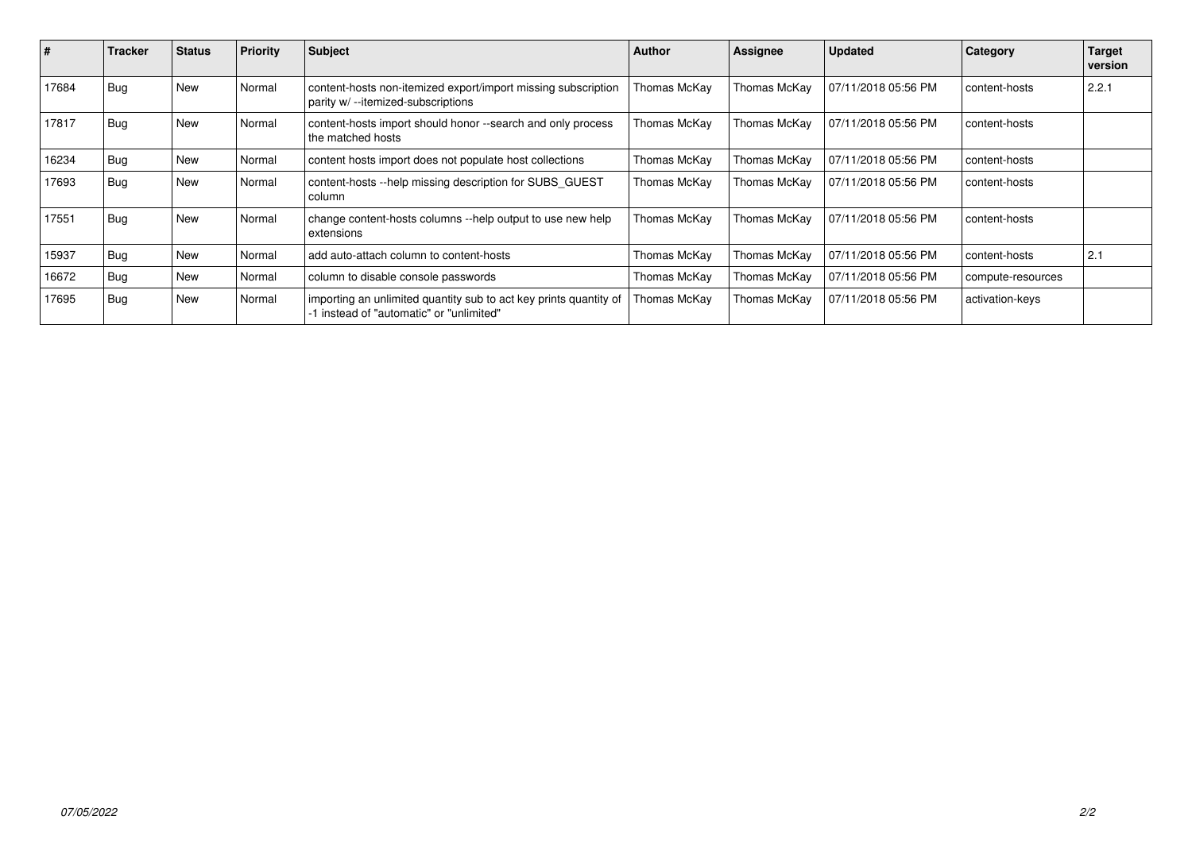| # | Tracker | Status | Priority | Subject | Author | Assignee | Updated | Category | Target version |
|---|---|---|---|---|---|---|---|---|---|
| 17684 | Bug | New | Normal | content-hosts non-itemized export/import missing subscription parity w/ --itemized-subscriptions | Thomas McKay | Thomas McKay | 07/11/2018 05:56 PM | content-hosts | 2.2.1 |
| 17817 | Bug | New | Normal | content-hosts import should honor --search and only process the matched hosts | Thomas McKay | Thomas McKay | 07/11/2018 05:56 PM | content-hosts | |
| 16234 | Bug | New | Normal | content hosts import does not populate host collections | Thomas McKay | Thomas McKay | 07/11/2018 05:56 PM | content-hosts | |
| 17693 | Bug | New | Normal | content-hosts --help missing description for SUBS_GUEST column | Thomas McKay | Thomas McKay | 07/11/2018 05:56 PM | content-hosts | |
| 17551 | Bug | New | Normal | change content-hosts columns --help output to use new help extensions | Thomas McKay | Thomas McKay | 07/11/2018 05:56 PM | content-hosts | |
| 15937 | Bug | New | Normal | add auto-attach column to content-hosts | Thomas McKay | Thomas McKay | 07/11/2018 05:56 PM | content-hosts | 2.1 |
| 16672 | Bug | New | Normal | column to disable console passwords | Thomas McKay | Thomas McKay | 07/11/2018 05:56 PM | compute-resources | |
| 17695 | Bug | New | Normal | importing an unlimited quantity sub to act key prints quantity of -1 instead of "automatic" or "unlimited" | Thomas McKay | Thomas McKay | 07/11/2018 05:56 PM | activation-keys | |